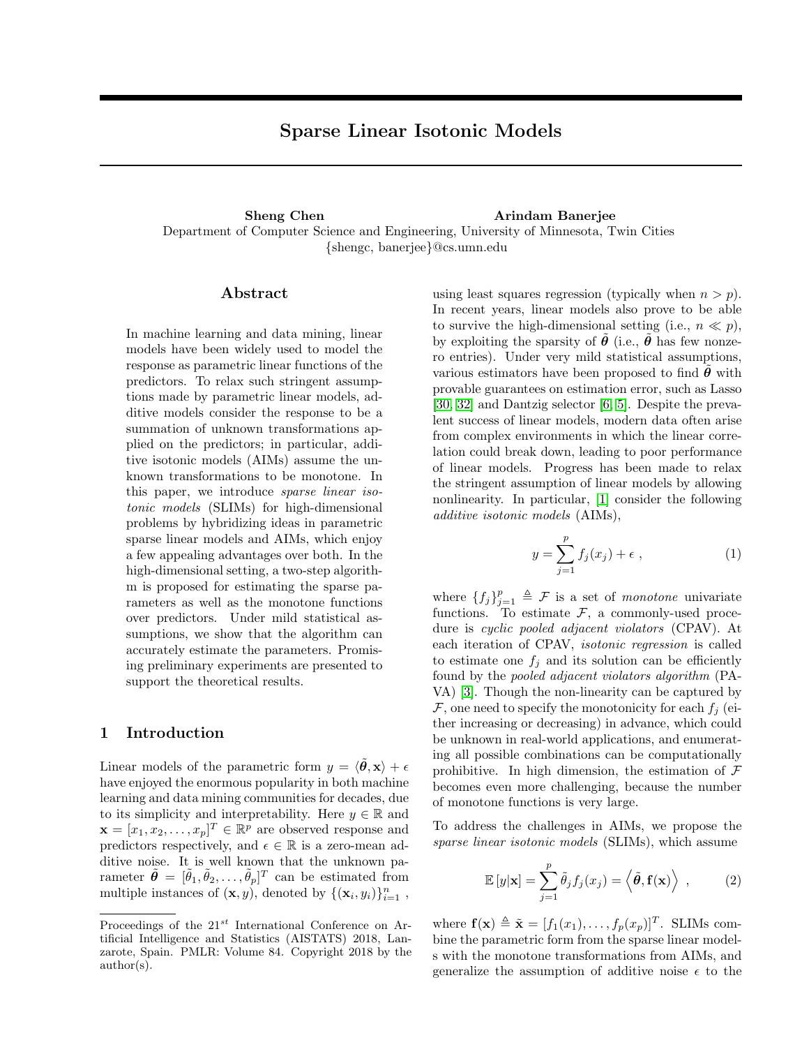# Sparse Linear Isotonic Models

**Sheng Chen** **Arindam Banerjee**

Department of Computer Science and Engineering, University of Minnesota, Twin Cities

{shengc, banerjee}@cs.umn.edu

## Abstract

In machine learning and data mining, linear models have been widely used to model the response as parametric linear functions of the predictors. To relax such stringent assumptions made by parametric linear models, additive models consider the response to be a summation of unknown transformations applied on the predictors; in particular, additive isotonic models (AIMs) assume the unknown transformations to be monotone. In this paper, we introduce *sparse linear isotonic models* (SLIMs) for high-dimensional problems by hybridizing ideas in parametric sparse linear models and AIMs, which enjoy a few appealing advantages over both. In the high-dimensional setting, a two-step algorithm is proposed for estimating the sparse parameters as well as the monotone functions over predictors. Under mild statistical assumptions, we show that the algorithm can accurately estimate the parameters. Promising preliminary experiments are presented to support the theoretical results.

## 1 Introduction

Linear models of the parametric form $y = \langle \tilde{\boldsymbol{\theta}}, \mathbf{x} \rangle + \epsilon$ have enjoyed the enormous popularity in both machine learning and data mining communities for decades, due to its simplicity and interpretability. Here $y \in \mathbb{R}$ and $\mathbf{x} = [x_1, x_2, \ldots, x_p]^T \in \mathbb{R}^p$ are observed response and predictors respectively, and $\epsilon \in \mathbb{R}$ is a zero-mean additive noise. It is well known that the unknown parameter $\tilde{\boldsymbol{\theta}} = [\tilde{\theta}_1, \tilde{\theta}_2, \ldots, \tilde{\theta}_p]^T$ can be estimated from multiple instances of $(\mathbf{x}, y)$, denoted by $\{(\mathbf{x}_i, y_i)\}_{i=1}^n$, using least squares regression (typically when $n > p$). In recent years, linear models also prove to be able to survive the high-dimensional setting (i.e., $n \ll p$), by exploiting the sparsity of $\tilde{\boldsymbol{\theta}}$ (i.e., $\tilde{\boldsymbol{\theta}}$ has few nonzero entries). Under very mild statistical assumptions, various estimators have been proposed to find $\tilde{\boldsymbol{\theta}}$ with provable guarantees on estimation error, such as Lasso [30, 32] and Dantzig selector [6, 5]. Despite the prevalent success of linear models, modern data often arise from complex environments in which the linear correlation could break down, leading to poor performance of linear models. Progress has been made to relax the stringent assumption of linear models by allowing nonlinearity. In particular, [1] consider the following *additive isotonic models* (AIMs),

$$y = \sum_{j=1}^{p} f_j(x_j) + \epsilon \,, \tag{1}$$

where $\{f_j\}_{j=1}^p \triangleq \mathcal{F}$ is a set of *monotone* univariate functions. To estimate $\mathcal{F}$, a commonly-used procedure is *cyclic pooled adjacent violators* (CPAV). At each iteration of CPAV, *isotonic regression* is called to estimate one $f_j$ and its solution can be efficiently found by the *pooled adjacent violators algorithm* (PAVA) [3]. Though the non-linearity can be captured by $\mathcal{F}$, one need to specify the monotonicity for each $f_j$ (either increasing or decreasing) in advance, which could be unknown in real-world applications, and enumerating all possible combinations can be computationally prohibitive. In high dimension, the estimation of $\mathcal{F}$ becomes even more challenging, because the number of monotone functions is very large.

To address the challenges in AIMs, we propose the *sparse linear isotonic models* (SLIMs), which assume

$$\mathbb{E}[y|\mathbf{x}] = \sum_{j=1}^{p} \tilde{\theta}_j f_j(x_j) = \left\langle \tilde{\boldsymbol{\theta}}, \mathbf{f}(\mathbf{x}) \right\rangle \,, \tag{2}$$

where $\mathbf{f}(\mathbf{x}) \triangleq \tilde{\mathbf{x}} = [f_1(x_1), \ldots, f_p(x_p)]^T$. SLIMs combine the parametric form from the sparse linear models with the monotone transformations from AIMs, and generalize the assumption of additive noise $\epsilon$ to the

Proceedings of the 21$^{st}$ International Conference on Artificial Intelligence and Statistics (AISTATS) 2018, Lanzarote, Spain. PMLR: Volume 84. Copyright 2018 by the author(s).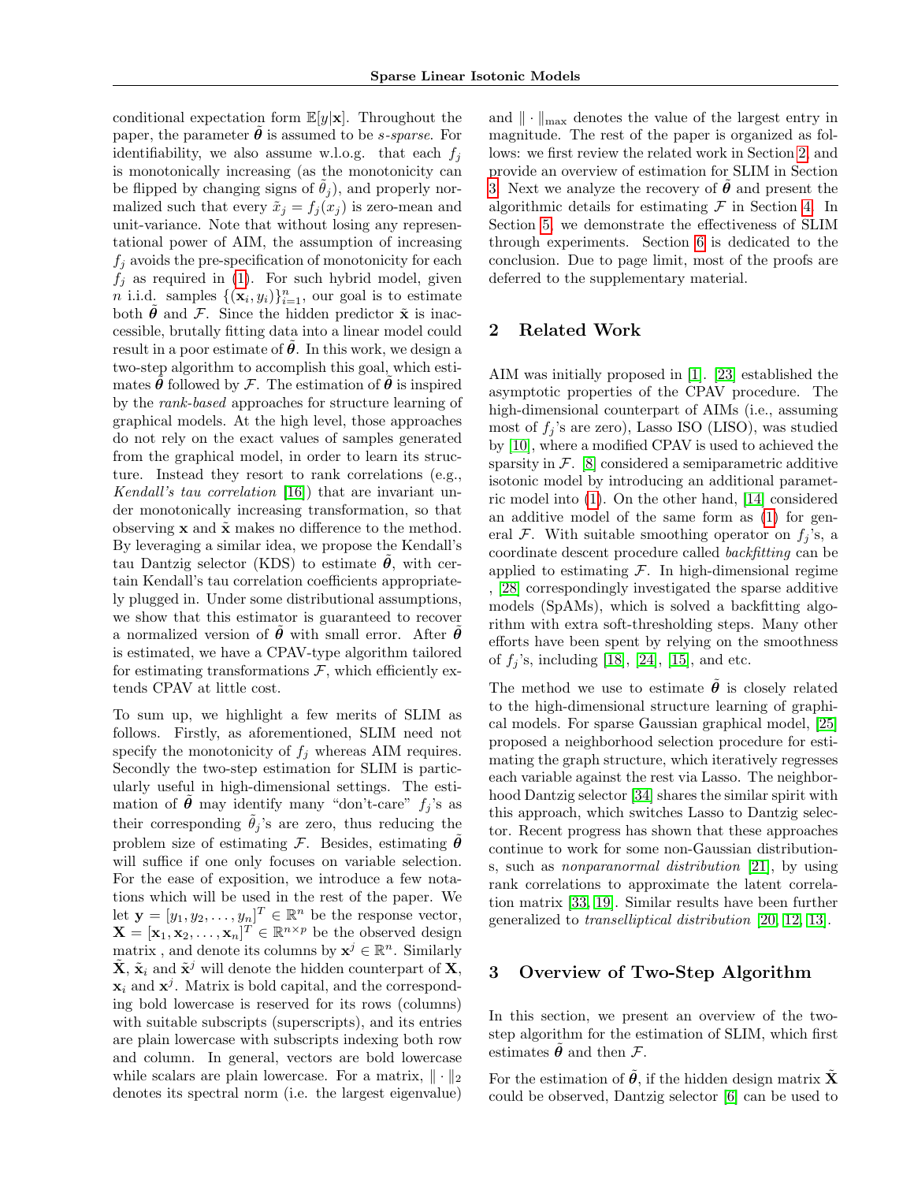conditional expectation form $\mathbb{E}[y|\mathbf{x}]$. Throughout the paper, the parameter $\tilde{\boldsymbol{\theta}}$ is assumed to be *s-sparse*. For identifiability, we also assume w.l.o.g. that each $f_j$ is monotonically increasing (as the monotonicity can be flipped by changing signs of $\tilde{\theta}_j$), and properly normalized such that every $\tilde{x}_j = f_j(x_j)$ is zero-mean and unit-variance. Note that without losing any representational power of AIM, the assumption of increasing $f_j$ avoids the pre-specification of monotonicity for each $f_j$ as required in (1). For such hybrid model, given $n$ i.i.d. samples $\{(\mathbf{x}_i, y_i)\}_{i=1}^n$, our goal is to estimate both $\tilde{\boldsymbol{\theta}}$ and $\mathcal{F}$. Since the hidden predictor $\tilde{\mathbf{x}}$ is inaccessible, brutally fitting data into a linear model could result in a poor estimate of $\tilde{\boldsymbol{\theta}}$. In this work, we design a two-step algorithm to accomplish this goal, which estimates $\tilde{\boldsymbol{\theta}}$ followed by $\mathcal{F}$. The estimation of $\tilde{\boldsymbol{\theta}}$ is inspired by the *rank-based* approaches for structure learning of graphical models. At the high level, those approaches do not rely on the exact values of samples generated from the graphical model, in order to learn its structure. Instead they resort to rank correlations (e.g., *Kendall's tau correlation* [16]) that are invariant under monotonically increasing transformation, so that observing $\mathbf{x}$ and $\tilde{\mathbf{x}}$ makes no difference to the method. By leveraging a similar idea, we propose the Kendall's tau Dantzig selector (KDS) to estimate $\tilde{\boldsymbol{\theta}}$, with certain Kendall's tau correlation coefficients appropriately plugged in. Under some distributional assumptions, we show that this estimator is guaranteed to recover a normalized version of $\tilde{\boldsymbol{\theta}}$ with small error. After $\tilde{\boldsymbol{\theta}}$ is estimated, we have a CPAV-type algorithm tailored for estimating transformations $\mathcal{F}$, which efficiently extends CPAV at little cost.

To sum up, we highlight a few merits of SLIM as follows. Firstly, as aforementioned, SLIM need not specify the monotonicity of $f_j$ whereas AIM requires. Secondly the two-step estimation for SLIM is particularly useful in high-dimensional settings. The estimation of $\tilde{\boldsymbol{\theta}}$ may identify many "don't-care" $f_j$'s as their corresponding $\tilde{\theta}_j$'s are zero, thus reducing the problem size of estimating $\mathcal{F}$. Besides, estimating $\tilde{\boldsymbol{\theta}}$ will suffice if one only focuses on variable selection. For the ease of exposition, we introduce a few notations which will be used in the rest of the paper. We let $\mathbf{y} = [y_1, y_2, \ldots, y_n]^T \in \mathbb{R}^n$ be the response vector, $\mathbf{X} = [\mathbf{x}_1, \mathbf{x}_2, \ldots, \mathbf{x}_n]^T \in \mathbb{R}^{n \times p}$ be the observed design matrix , and denote its columns by $\mathbf{x}^j \in \mathbb{R}^n$. Similarly $\tilde{\mathbf{X}}$, $\tilde{\mathbf{x}}_i$ and $\tilde{\mathbf{x}}^j$ will denote the hidden counterpart of $\mathbf{X}$, $\mathbf{x}_i$ and $\mathbf{x}^j$. Matrix is bold capital, and the corresponding bold lowercase is reserved for its rows (columns) with suitable subscripts (superscripts), and its entries are plain lowercase with subscripts indexing both row and column. In general, vectors are bold lowercase while scalars are plain lowercase. For a matrix, $\|\cdot\|_2$ denotes its spectral norm (i.e. the largest eigenvalue) and $\|\cdot\|_{\max}$ denotes the value of the largest entry in magnitude. The rest of the paper is organized as follows: we first review the related work in Section 2, and provide an overview of estimation for SLIM in Section 3. Next we analyze the recovery of $\tilde{\boldsymbol{\theta}}$ and present the algorithmic details for estimating $\mathcal{F}$ in Section 4. In Section 5, we demonstrate the effectiveness of SLIM through experiments. Section 6 is dedicated to the conclusion. Due to page limit, most of the proofs are deferred to the supplementary material.

## 2 Related Work

AIM was initially proposed in [1]. [23] established the asymptotic properties of the CPAV procedure. The high-dimensional counterpart of AIMs (i.e., assuming most of $f_j$'s are zero), Lasso ISO (LISO), was studied by [10], where a modified CPAV is used to achieved the sparsity in $\mathcal{F}$. [8] considered a semiparametric additive isotonic model by introducing an additional parametric model into (1). On the other hand, [14] considered an additive model of the same form as (1) for general $\mathcal{F}$. With suitable smoothing operator on $f_j$'s, a coordinate descent procedure called *backfitting* can be applied to estimating $\mathcal{F}$. In high-dimensional regime , [28] correspondingly investigated the sparse additive models (SpAMs), which is solved a backfitting algorithm with extra soft-thresholding steps. Many other efforts have been spent by relying on the smoothness of $f_j$'s, including [18], [24], [15], and etc.

The method we use to estimate $\tilde{\boldsymbol{\theta}}$ is closely related to the high-dimensional structure learning of graphical models. For sparse Gaussian graphical model, [25] proposed a neighborhood selection procedure for estimating the graph structure, which iteratively regresses each variable against the rest via Lasso. The neighborhood Dantzig selector [34] shares the similar spirit with this approach, which switches Lasso to Dantzig selector. Recent progress has shown that these approaches continue to work for some non-Gaussian distributions, such as *nonparanormal distribution* [21], by using rank correlations to approximate the latent correlation matrix [33, 19]. Similar results have been further generalized to *transelliptical distribution* [20, 12, 13].

## 3 Overview of Two-Step Algorithm

In this section, we present an overview of the two-step algorithm for the estimation of SLIM, which first estimates $\tilde{\boldsymbol{\theta}}$ and then $\mathcal{F}$.

For the estimation of $\tilde{\boldsymbol{\theta}}$, if the hidden design matrix $\tilde{\mathbf{X}}$ could be observed, Dantzig selector [6] can be used to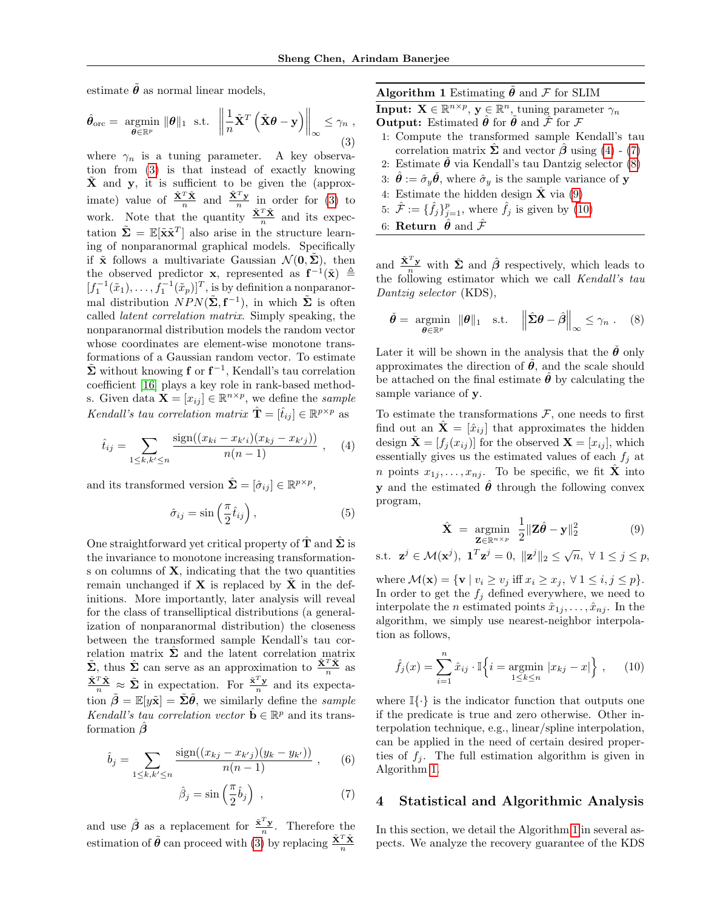estimate $\tilde{\boldsymbol{\theta}}$ as normal linear models,

$$\hat{\boldsymbol{\theta}}_{\text{orc}} = \underset{\boldsymbol{\theta} \in \mathbb{R}^p}{\text{argmin}} \ \|\boldsymbol{\theta}\|_1 \ \text{ s.t. } \ \left\| \frac{1}{n} \tilde{\mathbf{X}}^T \left( \tilde{\mathbf{X}} \boldsymbol{\theta} - \mathbf{y} \right) \right\|_\infty \leq \gamma_n \ , \tag{3}$$

where $\gamma_n$ is a tuning parameter. A key observation from (3) is that instead of exactly knowing $\tilde{\mathbf{X}}$ and $\mathbf{y}$, it is sufficient to be given the (approximate) value of $\frac{\tilde{\mathbf{X}}^T\tilde{\mathbf{X}}}{n}$ and $\frac{\tilde{\mathbf{X}}^T\mathbf{y}}{n}$ in order for (3) to work. Note that the quantity $\frac{\tilde{\mathbf{X}}^T\tilde{\mathbf{X}}}{n}$ and its expectation $\tilde{\boldsymbol{\Sigma}} = \mathbb{E}[\tilde{\mathbf{x}}\tilde{\mathbf{x}}^T]$ also arise in the structure learning of nonparanormal graphical models. Specifically if $\tilde{\mathbf{x}}$ follows a multivariate Gaussian $\mathcal{N}(\mathbf{0}, \tilde{\boldsymbol{\Sigma}})$, then the observed predictor $\mathbf{x}$, represented as $\mathbf{f}^{-1}(\tilde{\mathbf{x}}) \triangleq [f_1^{-1}(\tilde{x}_1), \ldots, f_1^{-1}(\tilde{x}_p)]^T$, is by definition a nonparanormal distribution $NPN(\tilde{\boldsymbol{\Sigma}}, \mathbf{f}^{-1})$, in which $\tilde{\boldsymbol{\Sigma}}$ is often called *latent correlation matrix*. Simply speaking, the nonparanormal distribution models the random vector whose coordinates are element-wise monotone transformations of a Gaussian random vector. To estimate $\tilde{\boldsymbol{\Sigma}}$ without knowing $\mathbf{f}$ or $\mathbf{f}^{-1}$, Kendall's tau correlation coefficient [16] plays a key role in rank-based methods. Given data $\mathbf{X} = [x_{ij}] \in \mathbb{R}^{n \times p}$, we define the *sample Kendall's tau correlation matrix* $\hat{\mathbf{T}} = [\hat{t}_{ij}] \in \mathbb{R}^{p \times p}$ as

$$\hat{t}_{ij} = \sum_{1 \leq k, k' \leq n} \frac{\text{sign}((x_{ki} - x_{k'i})(x_{kj} - x_{k'j}))}{n(n-1)} \ , \tag{4}$$

and its transformed version $\hat{\boldsymbol{\Sigma}} = [\hat{\sigma}_{ij}] \in \mathbb{R}^{p \times p}$,

$$\hat{\sigma}_{ij} = \sin\left(\frac{\pi}{2} \hat{t}_{ij}\right) , \tag{5}$$

One straightforward yet critical property of $\hat{\mathbf{T}}$ and $\hat{\boldsymbol{\Sigma}}$ is the invariance to monotone increasing transformations on columns of $\mathbf{X}$, indicating that the two quantities remain unchanged if $\mathbf{X}$ is replaced by $\tilde{\mathbf{X}}$ in the definitions. More importantly, later analysis will reveal for the class of transelliptical distributions (a generalization of nonparanormal distribution) the closeness between the transformed sample Kendall's tau correlation matrix $\hat{\boldsymbol{\Sigma}}$ and the latent correlation matrix $\tilde{\boldsymbol{\Sigma}}$, thus $\hat{\boldsymbol{\Sigma}}$ can serve as an approximation to $\frac{\tilde{\mathbf{X}}^T\tilde{\mathbf{X}}}{n}$ as $\frac{\tilde{\mathbf{X}}^T\tilde{\mathbf{X}}}{n} \approx \tilde{\boldsymbol{\Sigma}}$ in expectation. For $\frac{\tilde{\mathbf{x}}^T\mathbf{y}}{n}$ and its expectation $\tilde{\boldsymbol{\beta}} = \mathbb{E}[y\tilde{\mathbf{x}}] = \tilde{\boldsymbol{\Sigma}}\tilde{\boldsymbol{\theta}}$, we similarly define the *sample Kendall's tau correlation vector* $\hat{\mathbf{b}} \in \mathbb{R}^p$ and its transformation $\hat{\boldsymbol{\beta}}$

$$\hat{b}_j = \sum_{1 \leq k, k' \leq n} \frac{\text{sign}((x_{kj} - x_{k'j})(y_k - y_{k'}))}{n(n-1)} \ , \tag{6}$$

$$\hat{\beta}_j = \sin\left(\frac{\pi}{2} \hat{b}_j\right) \ , \tag{7}$$

and use $\hat{\boldsymbol{\beta}}$ as a replacement for $\frac{\tilde{\mathbf{x}}^T\mathbf{y}}{n}$. Therefore the estimation of $\tilde{\boldsymbol{\theta}}$ can proceed with (3) by replacing $\frac{\tilde{\mathbf{X}}^T\tilde{\mathbf{X}}}{n}$ and $\frac{\tilde{\mathbf{X}}^T\mathbf{y}}{n}$ with $\hat{\boldsymbol{\Sigma}}$ and $\hat{\boldsymbol{\beta}}$ respectively, which leads to the following estimator which we call *Kendall's tau Dantzig selector* (KDS),

$$\check{\boldsymbol{\theta}} = \underset{\boldsymbol{\theta} \in \mathbb{R}^p}{\text{argmin}} \ \ \|\boldsymbol{\theta}\|_1 \quad \text{s.t.} \quad \left\| \hat{\boldsymbol{\Sigma}} \boldsymbol{\theta} - \hat{\boldsymbol{\beta}} \right\|_\infty \leq \gamma_n \ . \tag{8}$$

Later it will be shown in the analysis that the $\check{\boldsymbol{\theta}}$ only approximates the direction of $\tilde{\boldsymbol{\theta}}$, and the scale should be attached on the final estimate $\hat{\boldsymbol{\theta}}$ by calculating the sample variance of $\mathbf{y}$.

**Algorithm 1** Estimating $\tilde{\boldsymbol{\theta}}$ and $\mathcal{F}$ for SLIM

**Input:** $\mathbf{X} \in \mathbb{R}^{n \times p}$, $\mathbf{y} \in \mathbb{R}^n$, tuning parameter $\gamma_n$
**Output:** Estimated $\hat{\boldsymbol{\theta}}$ for $\tilde{\boldsymbol{\theta}}$ and $\hat{\mathcal{F}}$ for $\mathcal{F}$

1. Compute the transformed sample Kendall's tau correlation matrix $\hat{\boldsymbol{\Sigma}}$ and vector $\hat{\boldsymbol{\beta}}$ using (4) - (7)
2. Estimate $\check{\boldsymbol{\theta}}$ via Kendall's tau Dantzig selector (8)
3. $\hat{\boldsymbol{\theta}} := \hat{\sigma}_y \check{\boldsymbol{\theta}}$, where $\hat{\sigma}_y$ is the sample variance of $\mathbf{y}$
4. Estimate the hidden design $\hat{\mathbf{X}}$ via (9)
5. $\hat{\mathcal{F}} := \{\hat{f}_j\}_{j=1}^p$, where $\hat{f}_j$ is given by (10)
6. **Return** $\hat{\boldsymbol{\theta}}$ and $\hat{\mathcal{F}}$

To estimate the transformations $\mathcal{F}$, one needs to first find out an $\hat{\mathbf{X}} = [\hat{x}_{ij}]$ that approximates the hidden design $\tilde{\mathbf{X}} = [f_j(x_{ij})]$ for the observed $\mathbf{X} = [x_{ij}]$, which essentially gives us the estimated values of each $f_j$ at $n$ points $x_{1j}, \ldots, x_{nj}$. To be specific, we fit $\hat{\mathbf{X}}$ into $\mathbf{y}$ and the estimated $\hat{\boldsymbol{\theta}}$ through the following convex program,

$$\hat{\mathbf{X}} \ = \ \underset{\mathbf{Z} \in \mathbb{R}^{n \times p}}{\text{argmin}} \ \ \frac{1}{2} \|\mathbf{Z}\hat{\boldsymbol{\theta}} - \mathbf{y}\|_2^2 \tag{9}$$

$$\text{s.t.} \ \ \mathbf{z}^j \in \mathcal{M}(\mathbf{x}^j), \ \mathbf{1}^T\mathbf{z}^j = 0, \ \|\mathbf{z}^j\|_2 \leq \sqrt{n}, \ \forall \ 1 \leq j \leq p,$$

where $\mathcal{M}(\mathbf{x}) = \{\mathbf{v} \mid v_i \geq v_j \text{ iff } x_i \geq x_j, \ \forall \ 1 \leq i, j \leq p\}$. In order to get the $f_j$ defined everywhere, we need to interpolate the $n$ estimated points $\hat{x}_{1j}, \ldots, \hat{x}_{nj}$. In the algorithm, we simply use nearest-neighbor interpolation as follows,

$$\hat{f}_j(x) = \sum_{i=1}^{n} \hat{x}_{ij} \cdot \mathbb{I}\Big\{ i = \underset{1 \leq k \leq n}{\text{argmin}} \ |x_{kj} - x| \Big\} \ , \tag{10}$$

where $\mathbb{I}\{\cdot\}$ is the indicator function that outputs one if the predicate is true and zero otherwise. Other interpolation technique, e.g., linear/spline interpolation, can be applied in the need of certain desired properties of $f_j$. The full estimation algorithm is given in Algorithm 1.

## 4 Statistical and Algorithmic Analysis

In this section, we detail the Algorithm 1 in several aspects. We analyze the recovery guarantee of the KDS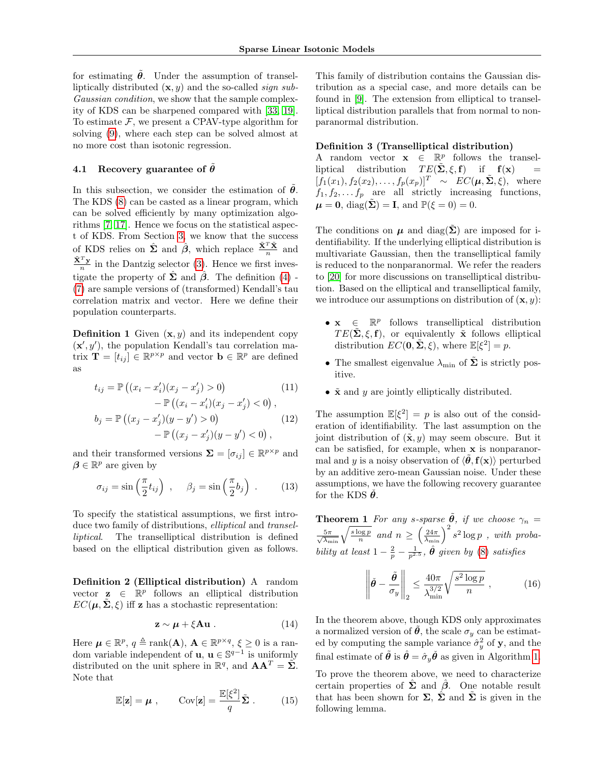for estimating $\tilde{\boldsymbol{\theta}}$. Under the assumption of transelliptically distributed $(\mathbf{x}, y)$ and the so-called *sign sub-Gaussian condition*, we show that the sample complexity of KDS can be sharpened compared with [33, 19]. To estimate $\mathcal{F}$, we present a CPAV-type algorithm for solving (9), where each step can be solved almost at no more cost than isotonic regression.

### 4.1 Recovery guarantee of $\tilde{\boldsymbol{\theta}}$

In this subsection, we consider the estimation of $\tilde{\boldsymbol{\theta}}$. The KDS (8) can be casted as a linear program, which can be solved efficiently by many optimization algorithms [7, 17]. Hence we focus on the statistical aspect of KDS. From Section 3, we know that the success of KDS relies on $\hat{\boldsymbol{\Sigma}}$ and $\hat{\boldsymbol{\beta}}$, which replace $\frac{\tilde{\mathbf{X}}^T\tilde{\mathbf{X}}}{n}$ and $\frac{\tilde{\mathbf{X}}^T\mathbf{y}}{n}$ in the Dantzig selector (3). Hence we first investigate the property of $\hat{\boldsymbol{\Sigma}}$ and $\hat{\boldsymbol{\beta}}$. The definition (4) - (7) are sample versions of (transformed) Kendall's tau correlation matrix and vector. Here we define their population counterparts.

**Definition 1** Given $(\mathbf{x}, y)$ and its independent copy $(\mathbf{x}', y')$, the population Kendall's tau correlation matrix $\mathbf{T} = [t_{ij}] \in \mathbb{R}^{p\times p}$ and vector $\mathbf{b} \in \mathbb{R}^p$ are defined as

$$t_{ij} = \mathbb{P}\left((x_i - x_i')(x_j - x_j') > 0\right) - \mathbb{P}\left((x_i - x_i')(x_j - x_j') < 0\right), \tag{11}$$

$$b_j = \mathbb{P}\left((x_j - x_j')(y - y') > 0\right) - \mathbb{P}\left((x_j - x_j')(y - y') < 0\right), \tag{12}$$

and their transformed versions $\boldsymbol{\Sigma} = [\sigma_{ij}] \in \mathbb{R}^{p\times p}$ and $\boldsymbol{\beta} \in \mathbb{R}^p$ are given by

$$\sigma_{ij} = \sin\left(\frac{\pi}{2}t_{ij}\right) \ , \quad \beta_j = \sin\left(\frac{\pi}{2}b_j\right) \ . \tag{13}$$

To specify the statistical assumptions, we first introduce two family of distributions, *elliptical* and *transelliptical*. The transelliptical distribution is defined based on the elliptical distribution given as follows.

**Definition 2 (Elliptical distribution)** A random vector $\mathbf{z} \in \mathbb{R}^p$ follows an elliptical distribution $EC(\boldsymbol{\mu}, \tilde{\boldsymbol{\Sigma}}, \xi)$ iff $\mathbf{z}$ has a stochastic representation:

$$\mathbf{z} \sim \boldsymbol{\mu} + \xi\mathbf{A}\mathbf{u} \ . \tag{14}$$

Here $\boldsymbol{\mu} \in \mathbb{R}^p$, $q \triangleq \text{rank}(\mathbf{A})$, $\mathbf{A} \in \mathbb{R}^{p\times q}$, $\xi \geq 0$ is a random variable independent of $\mathbf{u}$, $\mathbf{u} \in \mathbb{S}^{q-1}$ is uniformly distributed on the unit sphere in $\mathbb{R}^q$, and $\mathbf{A}\mathbf{A}^T = \tilde{\boldsymbol{\Sigma}}$. Note that

$$\mathbb{E}[\mathbf{z}] = \boldsymbol{\mu} \ , \qquad \text{Cov}[\mathbf{z}] = \frac{\mathbb{E}[\xi^2]}{q}\tilde{\boldsymbol{\Sigma}} \ . \tag{15}$$

This family of distribution contains the Gaussian distribution as a special case, and more details can be found in [9]. The extension from elliptical to transelliptical distribution parallels that from normal to nonparanormal distribution.

**Definition 3 (Transelliptical distribution)** A random vector $\mathbf{x} \in \mathbb{R}^p$ follows the transelliptical distribution $TE(\tilde{\boldsymbol{\Sigma}}, \xi, \mathbf{f})$ if $\mathbf{f}(\mathbf{x}) = [f_1(x_1), f_2(x_2), \ldots, f_p(x_p)]^T \sim EC(\boldsymbol{\mu}, \tilde{\boldsymbol{\Sigma}}, \xi)$, where $f_1, f_2, \ldots f_p$ are all strictly increasing functions, $\boldsymbol{\mu} = \mathbf{0}$, $\text{diag}(\tilde{\boldsymbol{\Sigma}}) = \mathbf{I}$, and $\mathbb{P}(\xi = 0) = 0$.

The conditions on $\boldsymbol{\mu}$ and $\text{diag}(\tilde{\boldsymbol{\Sigma}})$ are imposed for identifiability. If the underlying elliptical distribution is multivariate Gaussian, then the transelliptical family is reduced to the nonparanormal. We refer the readers to [20] for more discussions on transelliptical distribution. Based on the elliptical and transelliptical family, we introduce our assumptions on distribution of $(\mathbf{x}, y)$:

- $\mathbf{x} \in \mathbb{R}^p$ follows transelliptical distribution $TE(\tilde{\boldsymbol{\Sigma}}, \xi, \mathbf{f})$, or equivalently $\tilde{\mathbf{x}}$ follows elliptical distribution $EC(\mathbf{0}, \tilde{\boldsymbol{\Sigma}}, \xi)$, where $\mathbb{E}[\xi^2] = p$.
- The smallest eigenvalue $\lambda_{\min}$ of $\tilde{\boldsymbol{\Sigma}}$ is strictly positive.
- $\tilde{\mathbf{x}}$ and $y$ are jointly elliptically distributed.

The assumption $\mathbb{E}[\xi^2] = p$ is also out of the consideration of identifiability. The last assumption on the joint distribution of $(\tilde{\mathbf{x}}, y)$ may seem obscure. But it can be satisfied, for example, when $\mathbf{x}$ is nonparanormal and $y$ is a noisy observation of $\langle\tilde{\boldsymbol{\theta}}, \mathbf{f}(\mathbf{x})\rangle$ perturbed by an additive zero-mean Gaussian noise. Under these assumptions, we have the following recovery guarantee for the KDS $\check{\boldsymbol{\theta}}$.

**Theorem 1** *For any $s$-sparse $\tilde{\boldsymbol{\theta}}$, if we choose $\gamma_n = \frac{5\pi}{\sqrt{\lambda_{\min}}}\sqrt{\frac{s\log p}{n}}$ and $n \geq \left(\frac{24\pi}{\lambda_{\min}}\right)^2 s^2\log p$ , with probability at least $1 - \frac{2}{p} - \frac{1}{p^{2.5}}$, $\hat{\boldsymbol{\theta}}$ given by (8) satisfies*

$$\left\|\check{\boldsymbol{\theta}} - \frac{\tilde{\boldsymbol{\theta}}}{\sigma_y}\right\|_2 \leq \frac{40\pi}{\lambda_{\min}^{3/2}}\sqrt{\frac{s^2\log p}{n}} \ , \tag{16}$$

In the theorem above, though KDS only approximates a normalized version of $\tilde{\boldsymbol{\theta}}$, the scale $\sigma_y$ can be estimated by computing the sample variance $\hat{\sigma}_y^2$ of $\mathbf{y}$, and the final estimate of $\tilde{\boldsymbol{\theta}}$ is $\hat{\boldsymbol{\theta}} = \hat{\sigma}_y\check{\boldsymbol{\theta}}$ as given in Algorithm 1.

To prove the theorem above, we need to characterize certain properties of $\hat{\boldsymbol{\Sigma}}$ and $\hat{\boldsymbol{\beta}}$. One notable result that has been shown for $\boldsymbol{\Sigma}$, $\hat{\boldsymbol{\Sigma}}$ and $\tilde{\boldsymbol{\Sigma}}$ is given in the following lemma.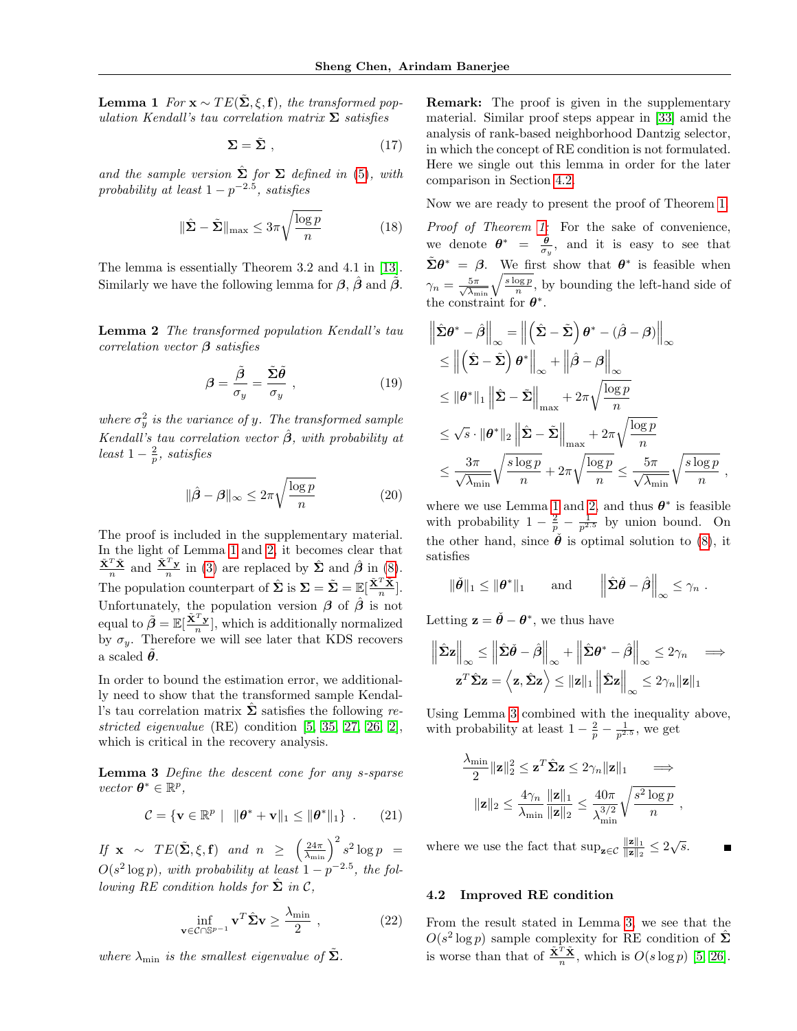**Lemma 1** *For $\mathbf{x} \sim TE(\tilde{\boldsymbol{\Sigma}}, \xi, \mathbf{f})$, the transformed population Kendall's tau correlation matrix $\boldsymbol{\Sigma}$ satisfies*

$$\boldsymbol{\Sigma} = \tilde{\boldsymbol{\Sigma}} \ , \tag{17}$$

*and the sample version $\hat{\boldsymbol{\Sigma}}$ for $\boldsymbol{\Sigma}$ defined in (5), with probability at least $1 - p^{-2.5}$, satisfies*

$$\|\hat{\boldsymbol{\Sigma}} - \tilde{\boldsymbol{\Sigma}}\|_{\max} \leq 3\pi\sqrt{\frac{\log p}{n}} \tag{18}$$

The lemma is essentially Theorem 3.2 and 4.1 in [13]. Similarly we have the following lemma for $\boldsymbol{\beta}$, $\hat{\boldsymbol{\beta}}$ and $\tilde{\boldsymbol{\beta}}$.

**Lemma 2** *The transformed population Kendall's tau correlation vector $\boldsymbol{\beta}$ satisfies*

$$\boldsymbol{\beta} = \frac{\tilde{\boldsymbol{\beta}}}{\sigma_y} = \frac{\tilde{\boldsymbol{\Sigma}}\tilde{\boldsymbol{\theta}}}{\sigma_y} \ , \tag{19}$$

*where $\sigma_y^2$ is the variance of $y$. The transformed sample Kendall's tau correlation vector $\hat{\boldsymbol{\beta}}$, with probability at least $1 - \frac{2}{p}$, satisfies*

$$\|\hat{\boldsymbol{\beta}} - \boldsymbol{\beta}\|_\infty \leq 2\pi\sqrt{\frac{\log p}{n}} \tag{20}$$

The proof is included in the supplementary material. In the light of Lemma 1 and 2, it becomes clear that $\frac{\tilde{\mathbf{X}}^T\tilde{\mathbf{X}}}{n}$ and $\frac{\tilde{\mathbf{X}}^T\mathbf{y}}{n}$ in (3) are replaced by $\hat{\boldsymbol{\Sigma}}$ and $\hat{\boldsymbol{\beta}}$ in (8). The population counterpart of $\hat{\boldsymbol{\Sigma}}$ is $\boldsymbol{\Sigma} = \tilde{\boldsymbol{\Sigma}} = \mathbb{E}[\frac{\tilde{\mathbf{X}}^T\tilde{\mathbf{X}}}{n}]$. Unfortunately, the population version $\boldsymbol{\beta}$ of $\hat{\boldsymbol{\beta}}$ is not equal to $\tilde{\boldsymbol{\beta}} = \mathbb{E}[\frac{\tilde{\mathbf{X}}^T\mathbf{y}}{n}]$, which is additionally normalized by $\sigma_y$. Therefore we will see later that KDS recovers a scaled $\tilde{\boldsymbol{\theta}}$.

In order to bound the estimation error, we additionally need to show that the transformed sample Kendall's tau correlation matrix $\hat{\boldsymbol{\Sigma}}$ satisfies the following *restricted eigenvalue* (RE) condition [5, 35, 27, 26, 2], which is critical in the recovery analysis.

**Lemma 3** *Define the descent cone for any $s$-sparse vector $\boldsymbol{\theta}^* \in \mathbb{R}^p$,*

$$\mathcal{C} = \{\mathbf{v} \in \mathbb{R}^p \mid \ \|\boldsymbol{\theta}^* + \mathbf{v}\|_1 \leq \|\boldsymbol{\theta}^*\|_1\} \ . \tag{21}$$

*If $\mathbf{x} \sim TE(\tilde{\boldsymbol{\Sigma}}, \xi, \mathbf{f})$ and $n \geq \left(\frac{24\pi}{\lambda_{\min}}\right)^2 s^2 \log p = O(s^2 \log p)$, with probability at least $1 - p^{-2.5}$, the following RE condition holds for $\hat{\boldsymbol{\Sigma}}$ in $\mathcal{C}$,*

$$\inf_{\mathbf{v} \in \mathcal{C} \cap \mathbb{S}^{p-1}} \mathbf{v}^T\hat{\boldsymbol{\Sigma}}\mathbf{v} \geq \frac{\lambda_{\min}}{2} \ , \tag{22}$$

*where $\lambda_{\min}$ is the smallest eigenvalue of $\tilde{\boldsymbol{\Sigma}}$.*

**Remark:** The proof is given in the supplementary material. Similar proof steps appear in [33] amid the analysis of rank-based neighborhood Dantzig selector, in which the concept of RE condition is not formulated. Here we single out this lemma in order for the later comparison in Section 4.2.

Now we are ready to present the proof of Theorem 1.

*Proof of Theorem 1:* For the sake of convenience, we denote $\boldsymbol{\theta}^* = \frac{\tilde{\boldsymbol{\theta}}}{\sigma_y}$, and it is easy to see that $\tilde{\boldsymbol{\Sigma}}\boldsymbol{\theta}^* = \boldsymbol{\beta}$. We first show that $\boldsymbol{\theta}^*$ is feasible when $\gamma_n = \frac{5\pi}{\sqrt{\lambda_{\min}}}\sqrt{\frac{s\log p}{n}}$, by bounding the left-hand side of the constraint for $\boldsymbol{\theta}^*$.

$$\begin{aligned}
\left\|\hat{\boldsymbol{\Sigma}}\boldsymbol{\theta}^* - \hat{\boldsymbol{\beta}}\right\|_\infty &= \left\|\left(\hat{\boldsymbol{\Sigma}} - \tilde{\boldsymbol{\Sigma}}\right)\boldsymbol{\theta}^* - (\hat{\boldsymbol{\beta}} - \boldsymbol{\beta})\right\|_\infty \\
&\leq \left\|\left(\hat{\boldsymbol{\Sigma}} - \tilde{\boldsymbol{\Sigma}}\right)\boldsymbol{\theta}^*\right\|_\infty + \left\|\hat{\boldsymbol{\beta}} - \boldsymbol{\beta}\right\|_\infty \\
&\leq \|\boldsymbol{\theta}^*\|_1 \left\|\hat{\boldsymbol{\Sigma}} - \tilde{\boldsymbol{\Sigma}}\right\|_{\max} + 2\pi\sqrt{\frac{\log p}{n}} \\
&\leq \sqrt{s} \cdot \|\boldsymbol{\theta}^*\|_2 \left\|\hat{\boldsymbol{\Sigma}} - \tilde{\boldsymbol{\Sigma}}\right\|_{\max} + 2\pi\sqrt{\frac{\log p}{n}} \\
&\leq \frac{3\pi}{\sqrt{\lambda_{\min}}}\sqrt{\frac{s\log p}{n}} + 2\pi\sqrt{\frac{\log p}{n}} \leq \frac{5\pi}{\sqrt{\lambda_{\min}}}\sqrt{\frac{s\log p}{n}} \ ,
\end{aligned}$$

where we use Lemma 1 and 2, and thus $\boldsymbol{\theta}^*$ is feasible with probability $1 - \frac{2}{p} - \frac{1}{p^{2.5}}$ by union bound. On the other hand, since $\check{\boldsymbol{\theta}}$ is optimal solution to (8), it satisfies

$$\|\check{\boldsymbol{\theta}}\|_1 \leq \|\boldsymbol{\theta}^*\|_1 \qquad \text{and} \qquad \left\|\hat{\boldsymbol{\Sigma}}\check{\boldsymbol{\theta}} - \hat{\boldsymbol{\beta}}\right\|_\infty \leq \gamma_n \ .$$

Letting $\mathbf{z} = \check{\boldsymbol{\theta}} - \boldsymbol{\theta}^*$, we thus have

$$\begin{aligned}
&\left\|\hat{\boldsymbol{\Sigma}}\mathbf{z}\right\|_\infty \leq \left\|\hat{\boldsymbol{\Sigma}}\check{\boldsymbol{\theta}} - \hat{\boldsymbol{\beta}}\right\|_\infty + \left\|\hat{\boldsymbol{\Sigma}}\boldsymbol{\theta}^* - \hat{\boldsymbol{\beta}}\right\|_\infty \leq 2\gamma_n \quad \Longrightarrow \\
&\mathbf{z}^T\hat{\boldsymbol{\Sigma}}\mathbf{z} = \left\langle \mathbf{z}, \hat{\boldsymbol{\Sigma}}\mathbf{z}\right\rangle \leq \|\mathbf{z}\|_1 \left\|\hat{\boldsymbol{\Sigma}}\mathbf{z}\right\|_\infty \leq 2\gamma_n\|\mathbf{z}\|_1
\end{aligned}$$

Using Lemma 3 combined with the inequality above, with probability at least $1 - \frac{2}{p} - \frac{1}{p^{2.5}}$, we get

$$\begin{aligned}
&\frac{\lambda_{\min}}{2}\|\mathbf{z}\|_2^2 \leq \mathbf{z}^T\hat{\boldsymbol{\Sigma}}\mathbf{z} \leq 2\gamma_n\|\mathbf{z}\|_1 \quad \Longrightarrow \\
&\|\mathbf{z}\|_2 \leq \frac{4\gamma_n}{\lambda_{\min}}\frac{\|\mathbf{z}\|_1}{\|\mathbf{z}\|_2} \leq \frac{40\pi}{\lambda_{\min}^{3/2}}\sqrt{\frac{s^2\log p}{n}} \ ,
\end{aligned}$$

where we use the fact that $\sup_{\mathbf{z}\in\mathcal{C}} \frac{\|\mathbf{z}\|_1}{\|\mathbf{z}\|_2} \leq 2\sqrt{s}$. ■

### 4.2 Improved RE condition

From the result stated in Lemma 3, we see that the $O(s^2 \log p)$ sample complexity for RE condition of $\hat{\boldsymbol{\Sigma}}$ is worse than that of $\frac{\tilde{\mathbf{X}}^T\tilde{\mathbf{X}}}{n}$, which is $O(s\log p)$ [5, 26].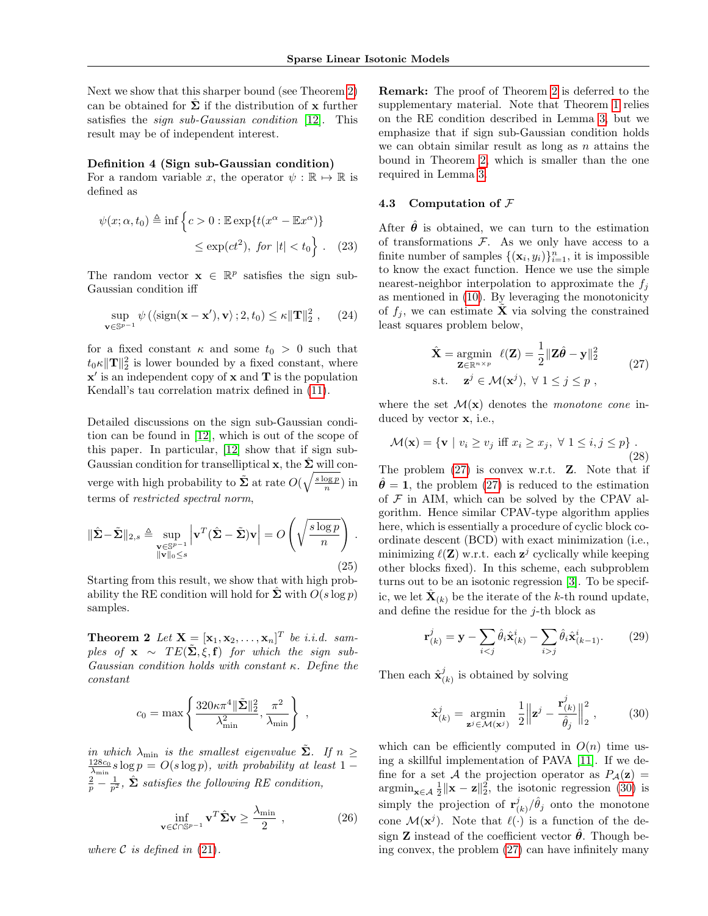Next we show that this sharper bound (see Theorem 2) can be obtained for $\hat{\boldsymbol{\Sigma}}$ if the distribution of $\mathbf{x}$ further satisfies the *sign sub-Gaussian condition* [12]. This result may be of independent interest.

**Definition 4 (Sign sub-Gaussian condition)** For a random variable $x$, the operator $\psi : \mathbb{R} \mapsto \mathbb{R}$ is defined as

$$\psi(x; \alpha, t_0) \triangleq \inf \Big\{ c > 0 : \mathbb{E} \exp\{t(x^\alpha - \mathbb{E}x^\alpha)\} \leq \exp(ct^2), \ \textit{for} \ |t| < t_0 \Big\} \ . \quad (23)$$

The random vector $\mathbf{x} \in \mathbb{R}^p$ satisfies the sign sub-Gaussian condition iff

$$\sup_{\mathbf{v} \in \mathbb{S}^{p-1}} \psi\left(\langle \text{sign}(\mathbf{x} - \mathbf{x}'), \mathbf{v} \rangle ; 2, t_0\right) \leq \kappa \|\mathbf{T}\|_2^2 \ , \quad (24)$$

for a fixed constant $\kappa$ and some $t_0 > 0$ such that $t_0 \kappa \|\mathbf{T}\|_2^2$ is lower bounded by a fixed constant, where $\mathbf{x}'$ is an independent copy of $\mathbf{x}$ and $\mathbf{T}$ is the population Kendall's tau correlation matrix defined in (11).

Detailed discussions on the sign sub-Gaussian condition can be found in [12], which is out of the scope of this paper. In particular, [12] show that if sign sub-Gaussian condition for transelliptical $\mathbf{x}$, the $\hat{\boldsymbol{\Sigma}}$ will converge with high probability to $\tilde{\boldsymbol{\Sigma}}$ at rate $O(\sqrt{\frac{s \log p}{n}})$ in terms of *restricted spectral norm*,

$$\|\hat{\boldsymbol{\Sigma}} - \tilde{\boldsymbol{\Sigma}}\|_{2,s} \triangleq \sup_{\substack{\mathbf{v} \in \mathbb{S}^{p-1} \\ \|\mathbf{v}\|_0 \leq s}} \left| \mathbf{v}^T (\hat{\boldsymbol{\Sigma}} - \tilde{\boldsymbol{\Sigma}}) \mathbf{v} \right| = O\left( \sqrt{\frac{s \log p}{n}} \right) \ . \quad (25)$$

Starting from this result, we show that with high probability the RE condition will hold for $\hat{\boldsymbol{\Sigma}}$ with $O(s \log p)$ samples.

**Theorem 2** *Let $\mathbf{X} = [\mathbf{x}_1, \mathbf{x}_2, \ldots, \mathbf{x}_n]^T$ be i.i.d. samples of $\mathbf{x} \sim TE(\tilde{\boldsymbol{\Sigma}}, \xi, \mathbf{f})$ for which the sign sub-Gaussian condition holds with constant $\kappa$. Define the constant*

$$c_0 = \max \left\{ \frac{320 \kappa \pi^4 \|\tilde{\boldsymbol{\Sigma}}\|_2^2}{\lambda_{\min}^2}, \frac{\pi^2}{\lambda_{\min}} \right\} \ ,$$

*in which $\lambda_{\min}$ is the smallest eigenvalue $\tilde{\boldsymbol{\Sigma}}$. If $n \geq \frac{128 c_0}{\lambda_{\min}} s \log p = O(s \log p)$, with probability at least $1 - \frac{2}{p} - \frac{1}{p^2}$, $\hat{\boldsymbol{\Sigma}}$ satisfies the following RE condition,*

$$\inf_{\mathbf{v} \in \mathcal{C} \cap \mathbb{S}^{p-1}} \mathbf{v}^T \hat{\boldsymbol{\Sigma}} \mathbf{v} \geq \frac{\lambda_{\min}}{2} \ , \quad (26)$$

*where $\mathcal{C}$ is defined in (21).*

**Remark:** The proof of Theorem 2 is deferred to the supplementary material. Note that Theorem 1 relies on the RE condition described in Lemma 3, but we emphasize that if sign sub-Gaussian condition holds we can obtain similar result as long as $n$ attains the bound in Theorem 2, which is smaller than the one required in Lemma 3.

### 4.3 Computation of $\mathcal{F}$

After $\hat{\boldsymbol{\theta}}$ is obtained, we can turn to the estimation of transformations $\mathcal{F}$. As we only have access to a finite number of samples $\{(\mathbf{x}_i, y_i)\}_{i=1}^n$, it is impossible to know the exact function. Hence we use the simple nearest-neighbor interpolation to approximate the $f_j$ as mentioned in (10). By leveraging the monotonicity of $f_j$, we can estimate $\hat{\mathbf{X}}$ via solving the constrained least squares problem below,

$$\begin{aligned} \hat{\mathbf{X}} = \underset{\mathbf{Z} \in \mathbb{R}^{n \times p}}{\text{argmin}} \ \ & \ell(\mathbf{Z}) = \frac{1}{2} \|\mathbf{Z}\hat{\boldsymbol{\theta}} - \mathbf{y}\|_2^2 \\ \text{s.t.} \quad & \mathbf{z}^j \in \mathcal{M}(\mathbf{x}^j), \ \forall \ 1 \leq j \leq p \ , \end{aligned} \quad (27)$$

where the set $\mathcal{M}(\mathbf{x})$ denotes the *monotone cone* induced by vector $\mathbf{x}$, i.e.,

$$\mathcal{M}(\mathbf{x}) = \{ \mathbf{v} \mid v_i \geq v_j \text{ iff } x_i \geq x_j, \ \forall \ 1 \leq i, j \leq p \} \ . \quad (28)$$

The problem (27) is convex w.r.t. $\mathbf{Z}$. Note that if $\hat{\boldsymbol{\theta}} = \mathbf{1}$, the problem (27) is reduced to the estimation of $\mathcal{F}$ in AIM, which can be solved by the CPAV algorithm. Hence similar CPAV-type algorithm applies here, which is essentially a procedure of cyclic block coordinate descent (BCD) with exact minimization (i.e., minimizing $\ell(\mathbf{Z})$ w.r.t. each $\mathbf{z}^j$ cyclically while keeping other blocks fixed). In this scheme, each subproblem turns out to be an isotonic regression [3]. To be specific, we let $\hat{\mathbf{X}}_{(k)}$ be the iterate of the $k$-th round update, and define the residue for the $j$-th block as

$$\mathbf{r}_{(k)}^j = \mathbf{y} - \sum_{i<j} \hat{\theta}_i \hat{\mathbf{x}}_{(k)}^i - \sum_{i>j} \hat{\theta}_i \hat{\mathbf{x}}_{(k-1)}^i . \quad (29)$$

Then each $\hat{\mathbf{x}}_{(k)}^j$ is obtained by solving

$$\hat{\mathbf{x}}_{(k)}^j = \underset{\mathbf{z}^j \in \mathcal{M}(\mathbf{x}^j)}{\text{argmin}} \ \ \frac{1}{2} \left\| \mathbf{z}^j - \frac{\mathbf{r}_{(k)}^j}{\hat{\theta}_j} \right\|_2^2 , \quad (30)$$

which can be efficiently computed in $O(n)$ time using a skillful implementation of PAVA [11]. If we define for a set $\mathcal{A}$ the projection operator as $P_{\mathcal{A}}(\mathbf{z}) = \text{argmin}_{\mathbf{x} \in \mathcal{A}} \frac{1}{2} \|\mathbf{x} - \mathbf{z}\|_2^2$, the isotonic regression (30) is simply the projection of $\mathbf{r}_{(k)}^j / \hat{\theta}_j$ onto the monotone cone $\mathcal{M}(\mathbf{x}^j)$. Note that $\ell(\cdot)$ is a function of the design $\mathbf{Z}$ instead of the coefficient vector $\hat{\boldsymbol{\theta}}$. Though being convex, the problem (27) can have infinitely many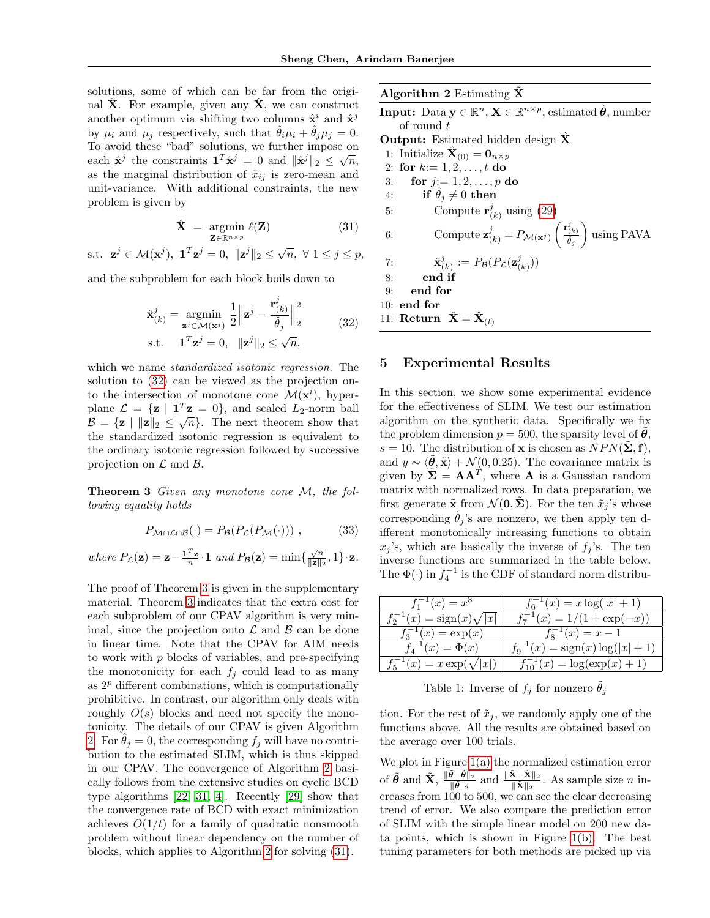solutions, some of which can be far from the original $\tilde{\mathbf{X}}$. For example, given any $\hat{\mathbf{X}}$, we can construct another optimum via shifting two columns $\hat{\mathbf{x}}^i$ and $\hat{\mathbf{x}}^j$ by $\mu_i$ and $\mu_j$ respectively, such that $\hat{\theta}_i\mu_i + \hat{\theta}_j\mu_j = 0$. To avoid these "bad" solutions, we further impose on each $\hat{\mathbf{x}}^j$ the constraints $\mathbf{1}^T\hat{\mathbf{x}}^j = 0$ and $\|\hat{\mathbf{x}}^j\|_2 \leq \sqrt{n}$, as the marginal distribution of $\tilde{x}_{ij}$ is zero-mean and unit-variance. With additional constraints, the new problem is given by

$$\hat{\mathbf{X}} = \underset{\mathbf{Z}\in\mathbb{R}^{n\times p}}{\operatorname{argmin}} \ \ell(\mathbf{Z}) \tag{31}$$

s.t. $\mathbf{z}^j \in \mathcal{M}(\mathbf{x}^j),\ \mathbf{1}^T\mathbf{z}^j = 0,\ \|\mathbf{z}^j\|_2 \leq \sqrt{n},\ \forall\ 1 \leq j \leq p,$

and the subproblem for each block boils down to

$$\begin{aligned} \hat{\mathbf{x}}^j_{(k)} = & \underset{\mathbf{z}^j\in\mathcal{M}(\mathbf{x}^j)}{\operatorname{argmin}} \ \frac{1}{2}\Big\|\mathbf{z}^j - \frac{\mathbf{r}^j_{(k)}}{\hat{\theta}_j}\Big\|_2^2 \\ \text{s.t.} \quad & \mathbf{1}^T\mathbf{z}^j = 0, \quad \|\mathbf{z}^j\|_2 \leq \sqrt{n}, \end{aligned} \tag{32}$$

which we name *standardized isotonic regression*. The solution to (32) can be viewed as the projection onto the intersection of monotone cone $\mathcal{M}(\mathbf{x}^i)$, hyperplane $\mathcal{L} = \{\mathbf{z} \mid \mathbf{1}^T\mathbf{z} = 0\}$, and scaled $L_2$-norm ball $\mathcal{B} = \{\mathbf{z} \mid \|\mathbf{z}\|_2 \leq \sqrt{n}\}$. The next theorem show that the standardized isotonic regression is equivalent to the ordinary isotonic regression followed by successive projection on $\mathcal{L}$ and $\mathcal{B}$.

**Theorem 3** *Given any monotone cone $\mathcal{M}$, the following equality holds*

$$P_{\mathcal{M}\cap\mathcal{L}\cap\mathcal{B}}(\cdot) = P_{\mathcal{B}}(P_{\mathcal{L}}(P_{\mathcal{M}}(\cdot))) \ , \tag{33}$$

*where* $P_{\mathcal{L}}(\mathbf{z}) = \mathbf{z} - \frac{\mathbf{1}^T\mathbf{z}}{n}\cdot\mathbf{1}$ *and* $P_{\mathcal{B}}(\mathbf{z}) = \min\{\frac{\sqrt{n}}{\|\mathbf{z}\|_2}, 1\}\cdot\mathbf{z}$.

The proof of Theorem 3 is given in the supplementary material. Theorem 3 indicates that the extra cost for each subproblem of our CPAV algorithm is very minimal, since the projection onto $\mathcal{L}$ and $\mathcal{B}$ can be done in linear time. Note that the CPAV for AIM needs to work with $p$ blocks of variables, and pre-specifying the monotonicity for each $f_j$ could lead to as many as $2^p$ different combinations, which is computationally prohibitive. In contrast, our algorithm only deals with roughly $O(s)$ blocks and need not specify the monotonicity. The details of our CPAV is given Algorithm 2. For $\hat{\theta}_j = 0$, the corresponding $f_j$ will have no contribution to the estimated SLIM, which is thus skipped in our CPAV. The convergence of Algorithm 2 basically follows from the extensive studies on cyclic BCD type algorithms [22, 31, 4]. Recently [29] show that the convergence rate of BCD with exact minimization achieves $O(1/t)$ for a family of quadratic nonsmooth problem without linear dependency on the number of blocks, which applies to Algorithm 2 for solving (31).

**Algorithm 2** Estimating $\tilde{\mathbf{X}}$

**Input:** Data $\mathbf{y} \in \mathbb{R}^n$, $\mathbf{X} \in \mathbb{R}^{n\times p}$, estimated $\hat{\boldsymbol{\theta}}$, number of round $t$

**Output:** Estimated hidden design $\hat{\mathbf{X}}$

1: Initialize $\hat{\mathbf{X}}_{(0)} = \mathbf{0}_{n\times p}$
2: **for** $k := 1, 2, \ldots, t$ **do**
3: &nbsp;&nbsp;&nbsp;&nbsp;**for** $j := 1, 2, \ldots, p$ **do**
4: &nbsp;&nbsp;&nbsp;&nbsp;&nbsp;&nbsp;&nbsp;&nbsp;**if** $\hat{\theta}_j \neq 0$ **then**
5: &nbsp;&nbsp;&nbsp;&nbsp;&nbsp;&nbsp;&nbsp;&nbsp;&nbsp;&nbsp;&nbsp;&nbsp;Compute $\mathbf{r}^j_{(k)}$ using (29)
6: &nbsp;&nbsp;&nbsp;&nbsp;&nbsp;&nbsp;&nbsp;&nbsp;&nbsp;&nbsp;&nbsp;&nbsp;Compute $\mathbf{z}^j_{(k)} = P_{\mathcal{M}(\mathbf{x}^j)}\left(\frac{\mathbf{r}^j_{(k)}}{\hat{\theta}_j}\right)$ using PAVA
7: &nbsp;&nbsp;&nbsp;&nbsp;&nbsp;&nbsp;&nbsp;&nbsp;&nbsp;&nbsp;&nbsp;&nbsp;$\hat{\mathbf{x}}^j_{(k)} := P_{\mathcal{B}}(P_{\mathcal{L}}(\mathbf{z}^j_{(k)}))$
8: &nbsp;&nbsp;&nbsp;&nbsp;&nbsp;&nbsp;&nbsp;&nbsp;**end if**
9: &nbsp;&nbsp;&nbsp;&nbsp;**end for**
10: **end for**
11: **Return** $\hat{\mathbf{X}} = \hat{\mathbf{X}}_{(t)}$

## 5 Experimental Results

In this section, we show some experimental evidence for the effectiveness of SLIM. We test our estimation algorithm on the synthetic data. Specifically we fix the problem dimension $p = 500$, the sparsity level of $\tilde{\boldsymbol{\theta}}$, $s = 10$. The distribution of $\mathbf{x}$ is chosen as $NPN(\tilde{\boldsymbol{\Sigma}}, \mathbf{f})$, and $y \sim \langle\tilde{\boldsymbol{\theta}}, \tilde{\mathbf{x}}\rangle + \mathcal{N}(0, 0.25)$. The covariance matrix is given by $\tilde{\boldsymbol{\Sigma}} = \mathbf{A}\mathbf{A}^T$, where $\mathbf{A}$ is a Gaussian random matrix with normalized rows. In data preparation, we first generate $\tilde{\mathbf{x}}$ from $\mathcal{N}(\mathbf{0}, \tilde{\boldsymbol{\Sigma}})$. For the ten $\tilde{x}_j$'s whose corresponding $\tilde{\theta}_j$'s are nonzero, we then apply ten different monotonically increasing functions to obtain $x_j$'s, which are basically the inverse of $f_j$'s. The ten inverse functions are summarized in the table below. The $\Phi(\cdot)$ in $f_4^{-1}$ is the CDF of standard norm distribution. For the rest of $\tilde{x}_j$, we randomly apply one of the functions above. All the results are obtained based on the average over 100 trials.

| $f_1^{-1}(x) = x^3$ | $f_6^{-1}(x) = x\log(\lvert x\rvert + 1)$ |
|---|---|
| $f_2^{-1}(x) = \operatorname{sign}(x)\sqrt{\lvert x\rvert}$ | $f_7^{-1}(x) = 1/(1+\exp(-x))$ |
| $f_3^{-1}(x) = \exp(x)$ | $f_8^{-1}(x) = x - 1$ |
| $f_4^{-1}(x) = \Phi(x)$ | $f_9^{-1}(x) = \operatorname{sign}(x)\log(\lvert x\rvert + 1)$ |
| $f_5^{-1}(x) = x\exp(\sqrt{\lvert x\rvert})$ | $f_{10}^{-1}(x) = \log(\exp(x) + 1)$ |

Table 1: Inverse of $f_j$ for nonzero $\tilde{\theta}_j$

We plot in Figure 1(a) the normalized estimation error of $\tilde{\boldsymbol{\theta}}$ and $\tilde{\mathbf{X}}$, $\frac{\|\tilde{\boldsymbol{\theta}}-\hat{\boldsymbol{\theta}}\|_2}{\|\tilde{\boldsymbol{\theta}}\|_2}$ and $\frac{\|\tilde{\mathbf{X}}-\hat{\mathbf{X}}\|_2}{\|\tilde{\mathbf{X}}\|_2}$. As sample size $n$ increases from 100 to 500, we can see the clear decreasing trend of error. We also compare the prediction error of SLIM with the simple linear model on 200 new data points, which is shown in Figure 1(b). The best tuning parameters for both methods are picked up via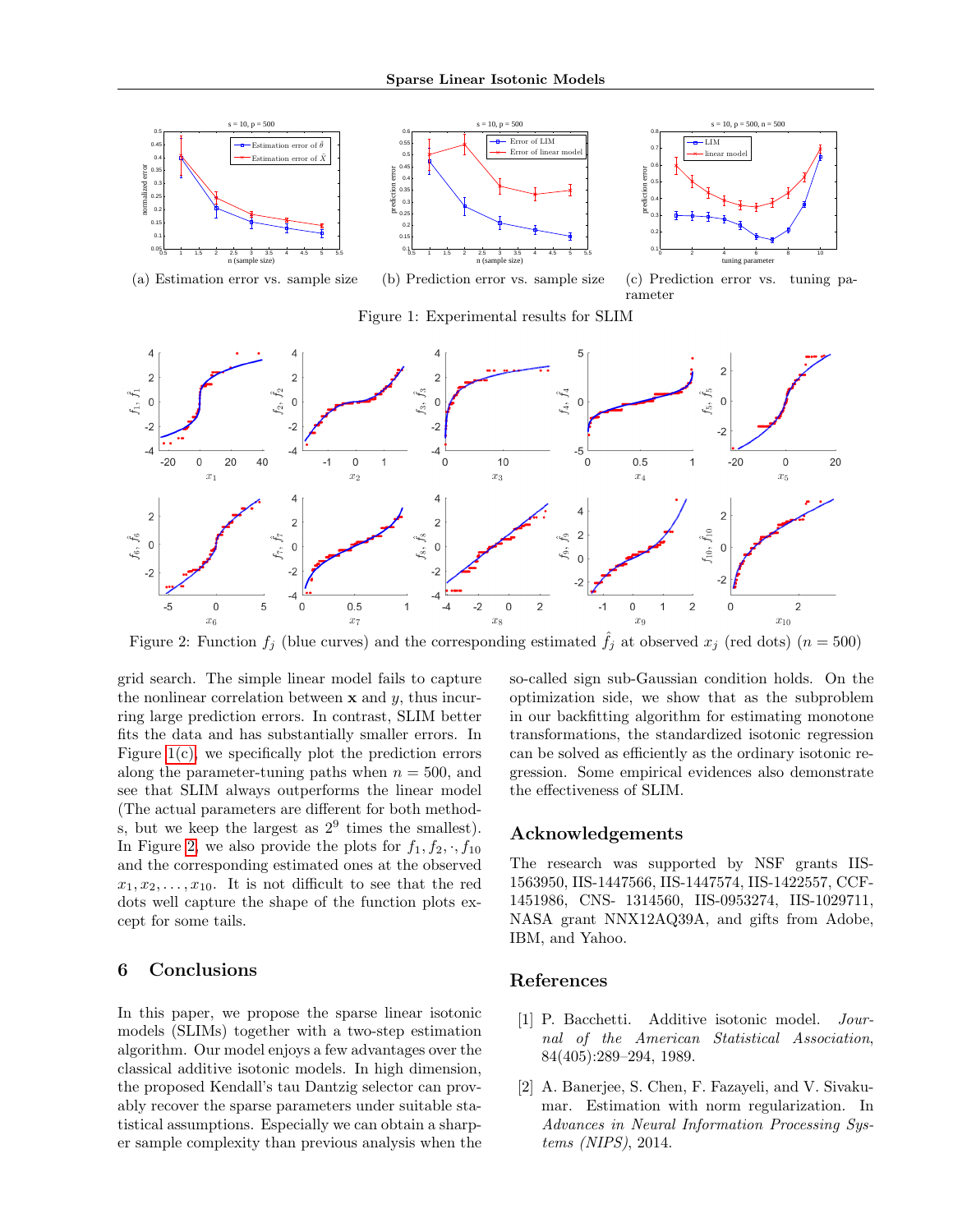(a) Estimation error vs. sample size (b) Prediction error vs. sample size (c) Prediction error vs. tuning parameter

Figure 1: Experimental results for SLIM

Figure 2: Function $f_j$ (blue curves) and the corresponding estimated $\hat{f}_j$ at observed $x_j$ (red dots) ($n = 500$)

grid search. The simple linear model fails to capture the nonlinear correlation between $\mathbf{x}$ and $y$, thus incurring large prediction errors. In contrast, SLIM better fits the data and has substantially smaller errors. In Figure 1(c), we specifically plot the prediction errors along the parameter-tuning paths when $n = 500$, and see that SLIM always outperforms the linear model (The actual parameters are different for both methods, but we keep the largest as $2^9$ times the smallest). In Figure 2, we also provide the plots for $f_1, f_2, \cdot, f_{10}$ and the corresponding estimated ones at the observed $x_1, x_2, \ldots, x_{10}$. It is not difficult to see that the red dots well capture the shape of the function plots except for some tails.

## 6 Conclusions

In this paper, we propose the sparse linear isotonic models (SLIMs) together with a two-step estimation algorithm. Our model enjoys a few advantages over the classical additive isotonic models. In high dimension, the proposed Kendall's tau Dantzig selector can provably recover the sparse parameters under suitable statistical assumptions. Especially we can obtain a sharper sample complexity than previous analysis when the so-called sign sub-Gaussian condition holds. On the optimization side, we show that as the subproblem in our backfitting algorithm for estimating monotone transformations, the standardized isotonic regression can be solved as efficiently as the ordinary isotonic regression. Some empirical evidences also demonstrate the effectiveness of SLIM.

## Acknowledgements

The research was supported by NSF grants IIS-1563950, IIS-1447566, IIS-1447574, IIS-1422557, CCF-1451986, CNS- 1314560, IIS-0953274, IIS-1029711, NASA grant NNX12AQ39A, and gifts from Adobe, IBM, and Yahoo.

## References

[1] P. Bacchetti. Additive isotonic model. *Journal of the American Statistical Association*, 84(405):289–294, 1989.

[2] A. Banerjee, S. Chen, F. Fazayeli, and V. Sivakumar. Estimation with norm regularization. In *Advances in Neural Information Processing Systems (NIPS)*, 2014.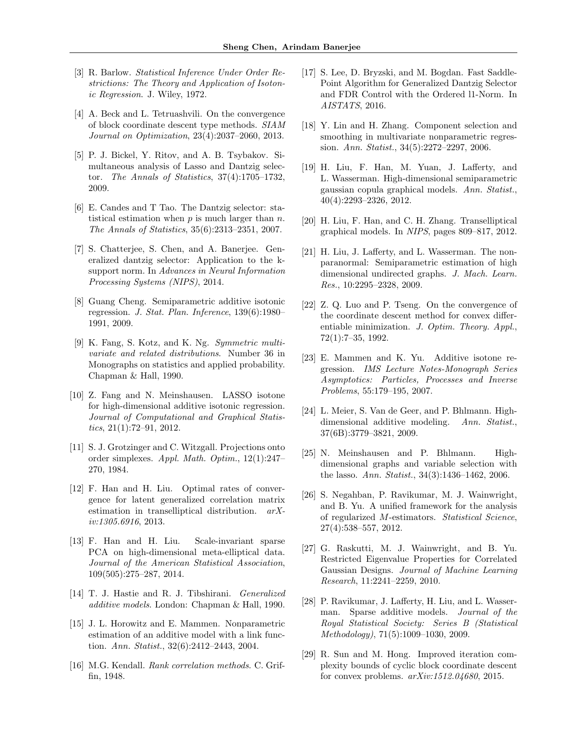[3] R. Barlow. *Statistical Inference Under Order Restrictions: The Theory and Application of Isotonic Regression*. J. Wiley, 1972.

[4] A. Beck and L. Tetruashvili. On the convergence of block coordinate descent type methods. *SIAM Journal on Optimization*, 23(4):2037–2060, 2013.

[5] P. J. Bickel, Y. Ritov, and A. B. Tsybakov. Simultaneous analysis of Lasso and Dantzig selector. *The Annals of Statistics*, 37(4):1705–1732, 2009.

[6] E. Candes and T Tao. The Dantzig selector: statistical estimation when $p$ is much larger than $n$. *The Annals of Statistics*, 35(6):2313–2351, 2007.

[7] S. Chatterjee, S. Chen, and A. Banerjee. Generalized dantzig selector: Application to the k-support norm. In *Advances in Neural Information Processing Systems (NIPS)*, 2014.

[8] Guang Cheng. Semiparametric additive isotonic regression. *J. Stat. Plan. Inference*, 139(6):1980–1991, 2009.

[9] K. Fang, S. Kotz, and K. Ng. *Symmetric multivariate and related distributions*. Number 36 in Monographs on statistics and applied probability. Chapman & Hall, 1990.

[10] Z. Fang and N. Meinshausen. LASSO isotone for high-dimensional additive isotonic regression. *Journal of Computational and Graphical Statistics*, 21(1):72–91, 2012.

[11] S. J. Grotzinger and C. Witzgall. Projections onto order simplexes. *Appl. Math. Optim.*, 12(1):247–270, 1984.

[12] F. Han and H. Liu. Optimal rates of convergence for latent generalized correlation matrix estimation in transelliptical distribution. *arXiv:1305.6916*, 2013.

[13] F. Han and H. Liu. Scale-invariant sparse PCA on high-dimensional meta-elliptical data. *Journal of the American Statistical Association*, 109(505):275–287, 2014.

[14] T. J. Hastie and R. J. Tibshirani. *Generalized additive models*. London: Chapman & Hall, 1990.

[15] J. L. Horowitz and E. Mammen. Nonparametric estimation of an additive model with a link function. *Ann. Statist.*, 32(6):2412–2443, 2004.

[16] M.G. Kendall. *Rank correlation methods*. C. Griffin, 1948.

[17] S. Lee, D. Bryzski, and M. Bogdan. Fast Saddle-Point Algorithm for Generalized Dantzig Selector and FDR Control with the Ordered l1-Norm. In *AISTATS*, 2016.

[18] Y. Lin and H. Zhang. Component selection and smoothing in multivariate nonparametric regression. *Ann. Statist.*, 34(5):2272–2297, 2006.

[19] H. Liu, F. Han, M. Yuan, J. Lafferty, and L. Wasserman. High-dimensional semiparametric gaussian copula graphical models. *Ann. Statist.*, 40(4):2293–2326, 2012.

[20] H. Liu, F. Han, and C. H. Zhang. Transelliptical graphical models. In *NIPS*, pages 809–817, 2012.

[21] H. Liu, J. Lafferty, and L. Wasserman. The nonparanormal: Semiparametric estimation of high dimensional undirected graphs. *J. Mach. Learn. Res.*, 10:2295–2328, 2009.

[22] Z. Q. Luo and P. Tseng. On the convergence of the coordinate descent method for convex differentiable minimization. *J. Optim. Theory. Appl.*, 72(1):7–35, 1992.

[23] E. Mammen and K. Yu. Additive isotone regression. *IMS Lecture Notes-Monograph Series Asymptotics: Particles, Processes and Inverse Problems*, 55:179–195, 2007.

[24] L. Meier, S. Van de Geer, and P. Bhlmann. High-dimensional additive modeling. *Ann. Statist.*, 37(6B):3779–3821, 2009.

[25] N. Meinshausen and P. Bhlmann. High-dimensional graphs and variable selection with the lasso. *Ann. Statist.*, 34(3):1436–1462, 2006.

[26] S. Negahban, P. Ravikumar, M. J. Wainwright, and B. Yu. A unified framework for the analysis of regularized $M$-estimators. *Statistical Science*, 27(4):538–557, 2012.

[27] G. Raskutti, M. J. Wainwright, and B. Yu. Restricted Eigenvalue Properties for Correlated Gaussian Designs. *Journal of Machine Learning Research*, 11:2241–2259, 2010.

[28] P. Ravikumar, J. Lafferty, H. Liu, and L. Wasserman. Sparse additive models. *Journal of the Royal Statistical Society: Series B (Statistical Methodology)*, 71(5):1009–1030, 2009.

[29] R. Sun and M. Hong. Improved iteration complexity bounds of cyclic block coordinate descent for convex problems. *arXiv:1512.04680*, 2015.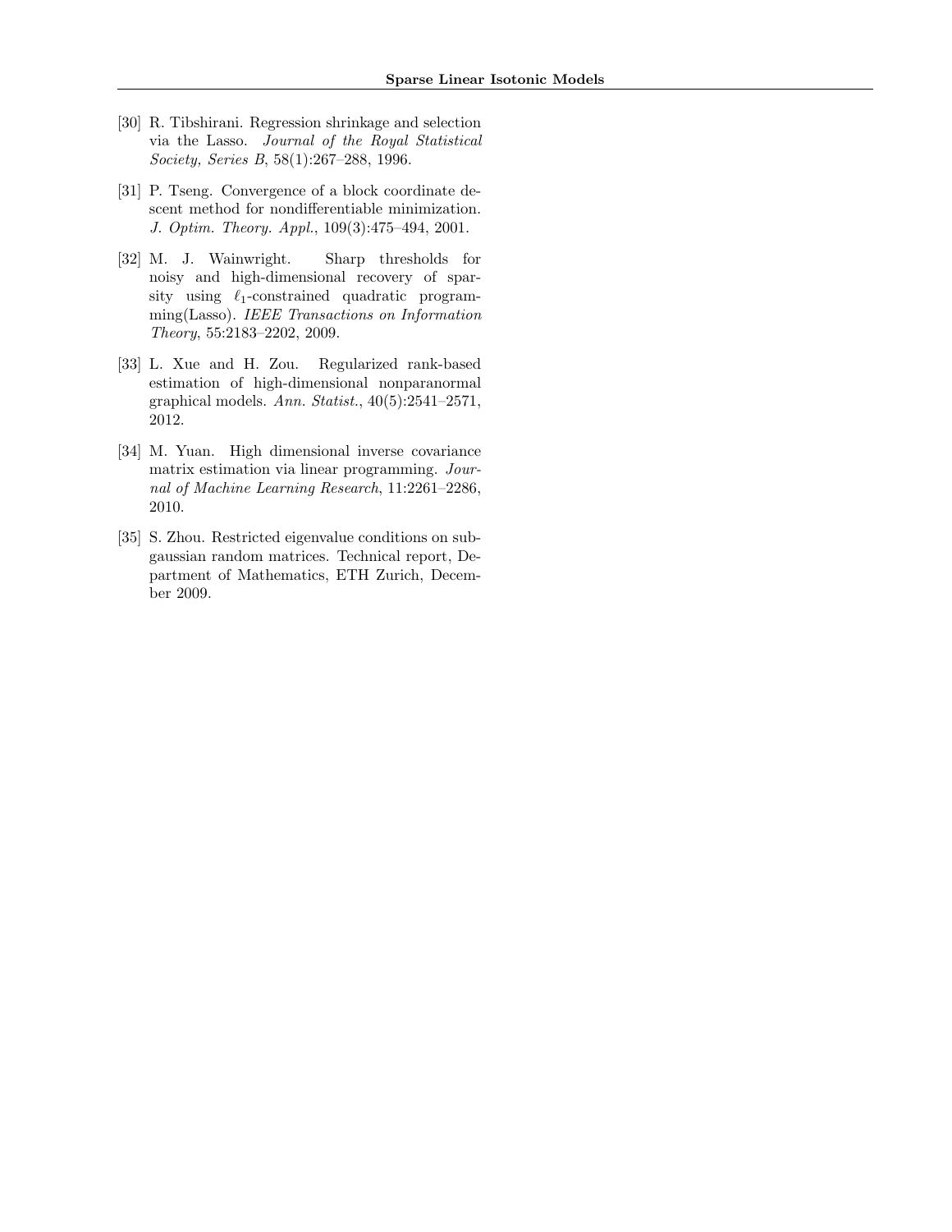[30] R. Tibshirani. Regression shrinkage and selection via the Lasso. *Journal of the Royal Statistical Society, Series B*, 58(1):267–288, 1996.

[31] P. Tseng. Convergence of a block coordinate descent method for nondifferentiable minimization. *J. Optim. Theory. Appl.*, 109(3):475–494, 2001.

[32] M. J. Wainwright. Sharp thresholds for noisy and high-dimensional recovery of sparsity using $\ell_1$-constrained quadratic programming(Lasso). *IEEE Transactions on Information Theory*, 55:2183–2202, 2009.

[33] L. Xue and H. Zou. Regularized rank-based estimation of high-dimensional nonparanormal graphical models. *Ann. Statist.*, 40(5):2541–2571, 2012.

[34] M. Yuan. High dimensional inverse covariance matrix estimation via linear programming. *Journal of Machine Learning Research*, 11:2261–2286, 2010.

[35] S. Zhou. Restricted eigenvalue conditions on subgaussian random matrices. Technical report, Department of Mathematics, ETH Zurich, December 2009.